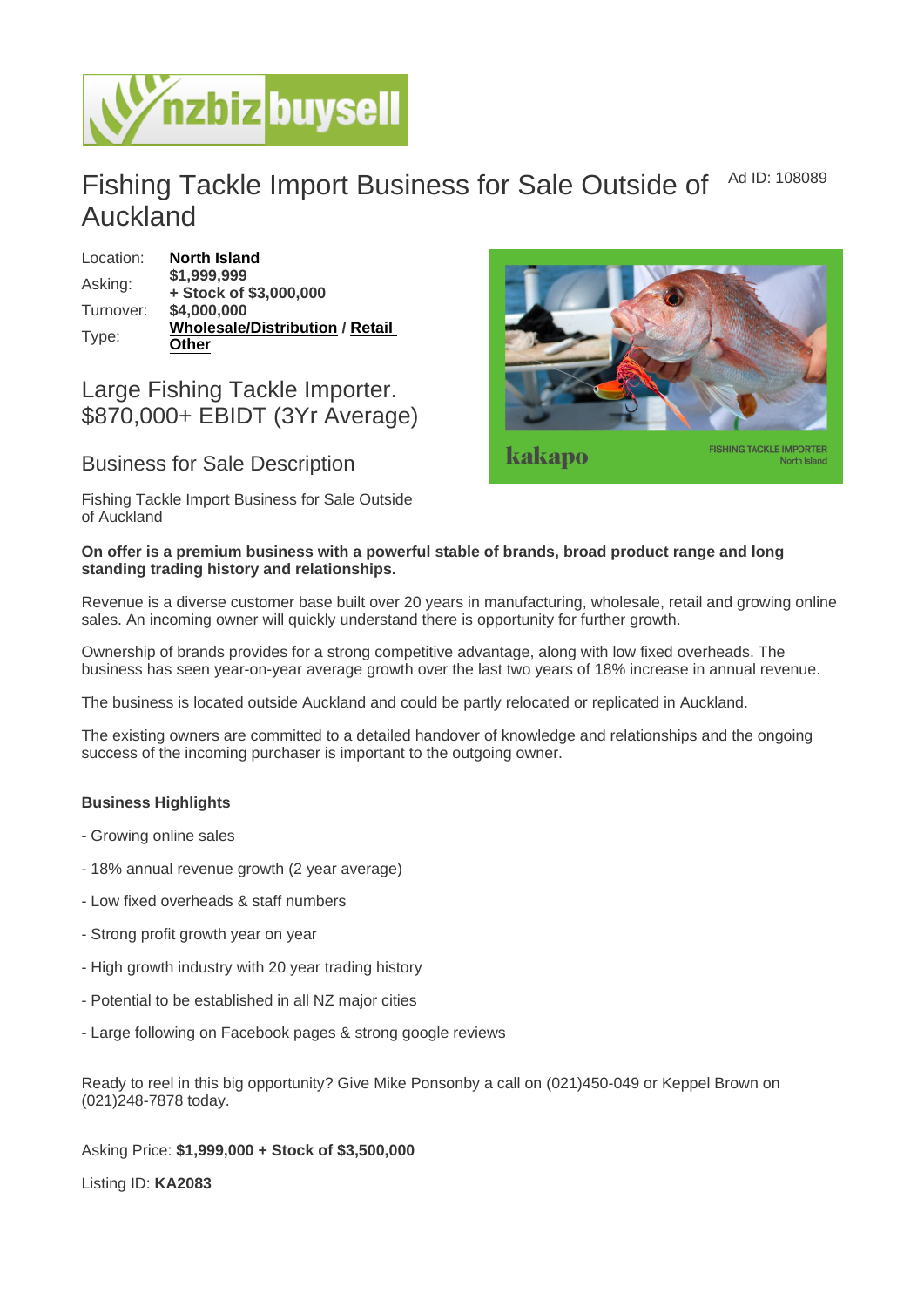# Fishing Tackle Import Business for Sale Outside of Auckland

Ad ID: 108089

| | |
|---|---|
| Location: | **North Island** |
| Asking: | **$1,999,999 + Stock of $3,000,000** |
| Turnover: | **$4,000,000** |
| Type: | **Wholesale/Distribution / Retail Other** |

## Large Fishing Tackle Importer. $870,000+ EBIDT (3Yr Average)

## Business for Sale Description

Fishing Tackle Import Business for Sale Outside of Auckland

**On offer is a premium business with a powerful stable of brands, broad product range and long standing trading history and relationships.**

Revenue is a diverse customer base built over 20 years in manufacturing, wholesale, retail and growing online sales. An incoming owner will quickly understand there is opportunity for further growth.

Ownership of brands provides for a strong competitive advantage, along with low fixed overheads. The business has seen year-on-year average growth over the last two years of 18% increase in annual revenue.

The business is located outside Auckland and could be partly relocated or replicated in Auckland.

The existing owners are committed to a detailed handover of knowledge and relationships and the ongoing success of the incoming purchaser is important to the outgoing owner.

**Business Highlights**

- Growing online sales
- 18% annual revenue growth (2 year average)
- Low fixed overheads & staff numbers
- Strong profit growth year on year
- High growth industry with 20 year trading history
- Potential to be established in all NZ major cities
- Large following on Facebook pages & strong google reviews

Ready to reel in this big opportunity? Give Mike Ponsonby a call on (021)450-049 or Keppel Brown on (021)248-7878 today.

Asking Price: **$1,999,000 + Stock of $3,500,000**

Listing ID: **KA2083**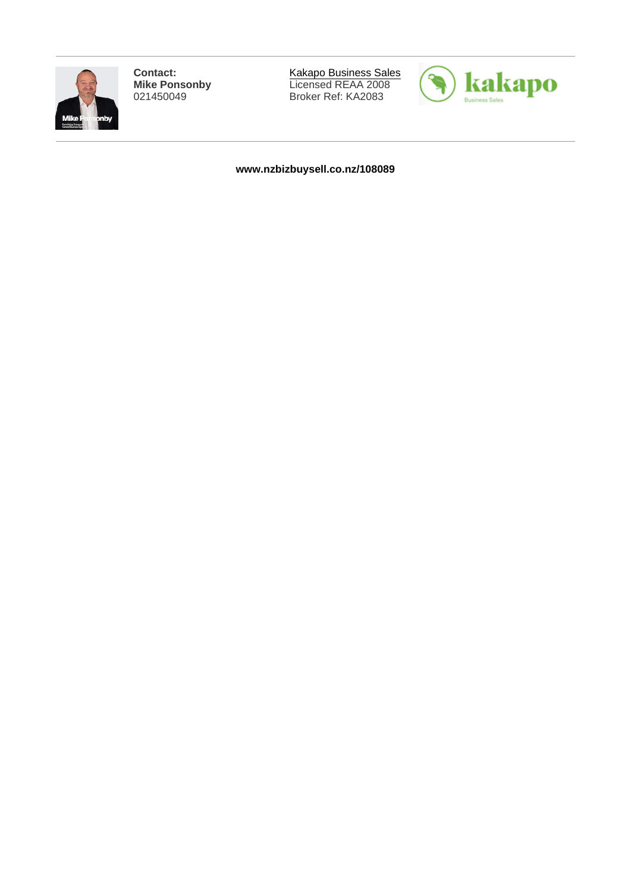**Contact:**
**Mike Ponsonby**
021450049

Kakapo Business Sales
Licensed REAA 2008
Broker Ref: KA2083

**www.nzbizbuysell.co.nz/108089**